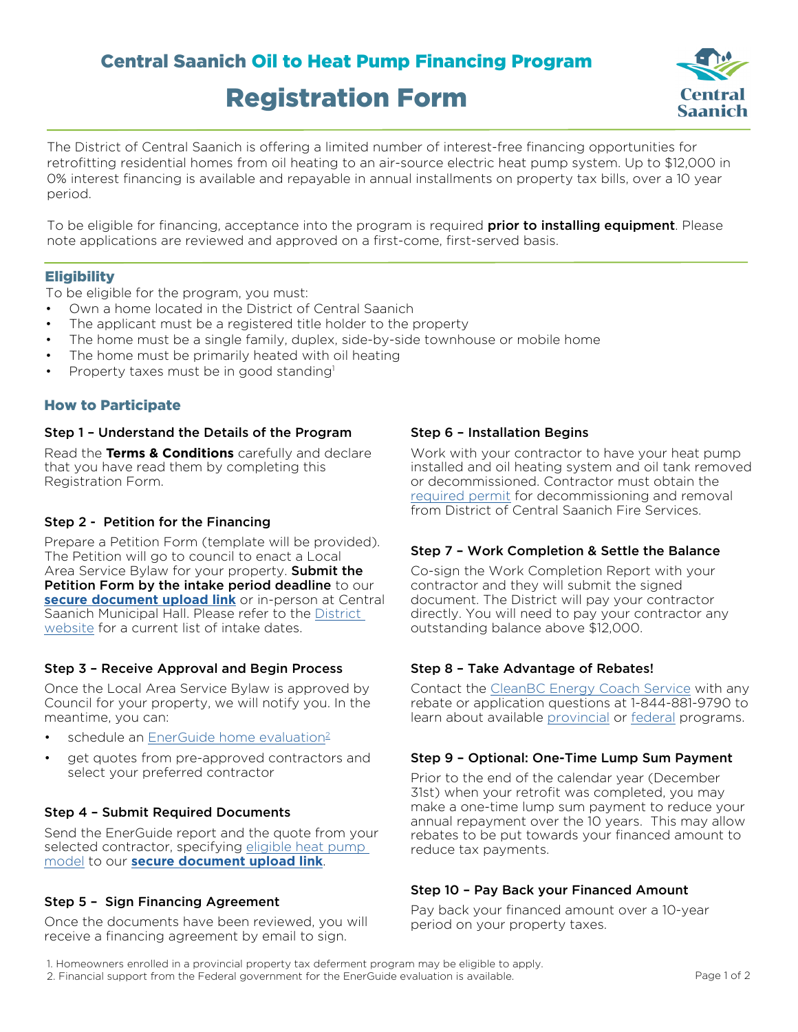# Central Saanich Oil to Heat Pump Financing Program

## Registration Form

The District of Central Saanich is offering a limited number of interest-free financing opportunities for retrofitting residential homes from oil heating to an air-source electric heat pump system. Up to $12,000 in 0% interest financing is available and repayable in annual installments on property tax bills, over a 10 year period.

To be eligible for financing, acceptance into the program is required **prior to installing equipment**. Please note applications are reviewed and approved on a first-come, first-served basis.

### Eligibility

To be eligible for the program, you must:

- Own a home located in the District of Central Saanich
- The applicant must be a registered title holder to the property
- The home must be a single family, duplex, side-by-side townhouse or mobile home
- The home must be primarily heated with oil heating
- Property taxes must be in good standing[1]

### How to Participate

**Step 1 – Understand the Details of the Program**

Read the **Terms & Conditions** carefully and declare that you have read them by completing this Registration Form.

**Step 2 - Petition for the Financing**

Prepare a Petition Form (template will be provided). The Petition will go to council to enact a Local Area Service Bylaw for your property. **Submit the Petition Form by the intake period deadline** to our **secure document upload link** or in-person at Central Saanich Municipal Hall. Please refer to the District website for a current list of intake dates.

**Step 3 – Receive Approval and Begin Process**

Once the Local Area Service Bylaw is approved by Council for your property, we will notify you. In the meantime, you can:

- schedule an EnerGuide home evaluation[2]
- get quotes from pre-approved contractors and select your preferred contractor

**Step 4 – Submit Required Documents**

Send the EnerGuide report and the quote from your selected contractor, specifying eligible heat pump model to our **secure document upload link**.

**Step 5 - Sign Financing Agreement**

Once the documents have been reviewed, you will receive a financing agreement by email to sign.

**Step 6 – Installation Begins**

Work with your contractor to have your heat pump installed and oil heating system and oil tank removed or decommissioned. Contractor must obtain the required permit for decommissioning and removal from District of Central Saanich Fire Services.

**Step 7 – Work Completion & Settle the Balance**

Co-sign the Work Completion Report with your contractor and they will submit the signed document. The District will pay your contractor directly. You will need to pay your contractor any outstanding balance above $12,000.

**Step 8 – Take Advantage of Rebates!**

Contact the CleanBC Energy Coach Service with any rebate or application questions at 1-844-881-9790 to learn about available provincial or federal programs.

**Step 9 – Optional: One-Time Lump Sum Payment**

Prior to the end of the calendar year (December 31st) when your retrofit was completed, you may make a one-time lump sum payment to reduce your annual repayment over the 10 years. This may allow rebates to be put towards your financed amount to reduce tax payments.

**Step 10 – Pay Back your Financed Amount**

Pay back your financed amount over a 10-year period on your property taxes.

1. Homeowners enrolled in a provincial property tax deferment program may be eligible to apply.
2. Financial support from the Federal government for the EnerGuide evaluation is available.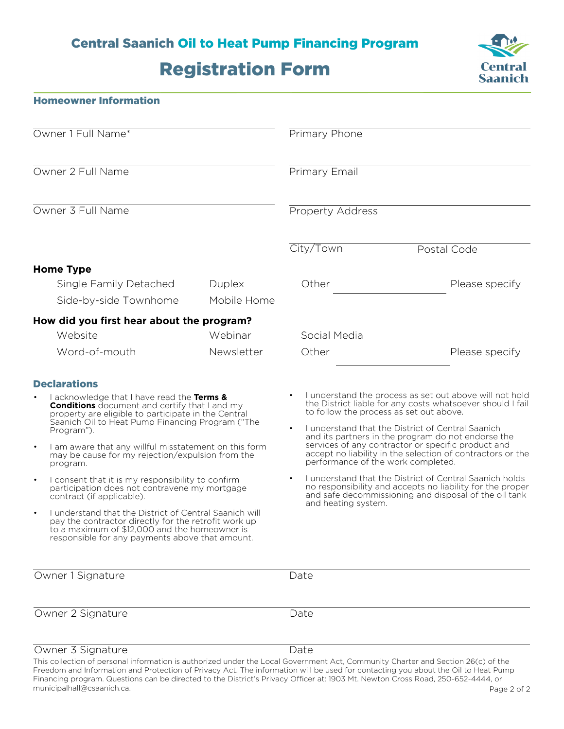# Central Saanich Oil to Heat Pump Financing Program

# Registration Form

## Homeowner Information

Owner 1 Full Name*

Primary Phone

Owner 2 Full Name

Primary Email

Owner 3 Full Name

Property Address

City/Town

Postal Code

### Home Type

Single Family Detached

Duplex

Other ______________ Please specify

Side-by-side Townhome

Mobile Home

### How did you first hear about the program?

Website

Webinar

Social Media

Word-of-mouth

Newsletter

Other ______________ Please specify

## Declarations

- I acknowledge that I have read the **Terms & Conditions** document and certify that I and my property are eligible to participate in the Central Saanich Oil to Heat Pump Financing Program ("The Program").
- I am aware that any willful misstatement on this form may be cause for my rejection/expulsion from the program.
- I consent that it is my responsibility to confirm participation does not contravene my mortgage contract (if applicable).
- I understand that the District of Central Saanich will pay the contractor directly for the retrofit work up to a maximum of $12,000 and the homeowner is responsible for any payments above that amount.
- I understand the process as set out above will not hold the District liable for any costs whatsoever should I fail to follow the process as set out above.
- I understand that the District of Central Saanich and its partners in the program do not endorse the services of any contractor or specific product and accept no liability in the selection of contractors or the performance of the work completed.
- I understand that the District of Central Saanich holds no responsibility and accepts no liability for the proper and safe decommissioning and disposal of the oil tank and heating system.

Owner 1 Signature

Date

Owner 2 Signature

Date

Owner 3 Signature

Date

This collection of personal information is authorized under the Local Government Act, Community Charter and Section 26(c) of the Freedom and Information and Protection of Privacy Act. The information will be used for contacting you about the Oil to Heat Pump Financing program. Questions can be directed to the District's Privacy Officer at: 1903 Mt. Newton Cross Road, 250-652-4444, or municipalhall@csaanich.ca.